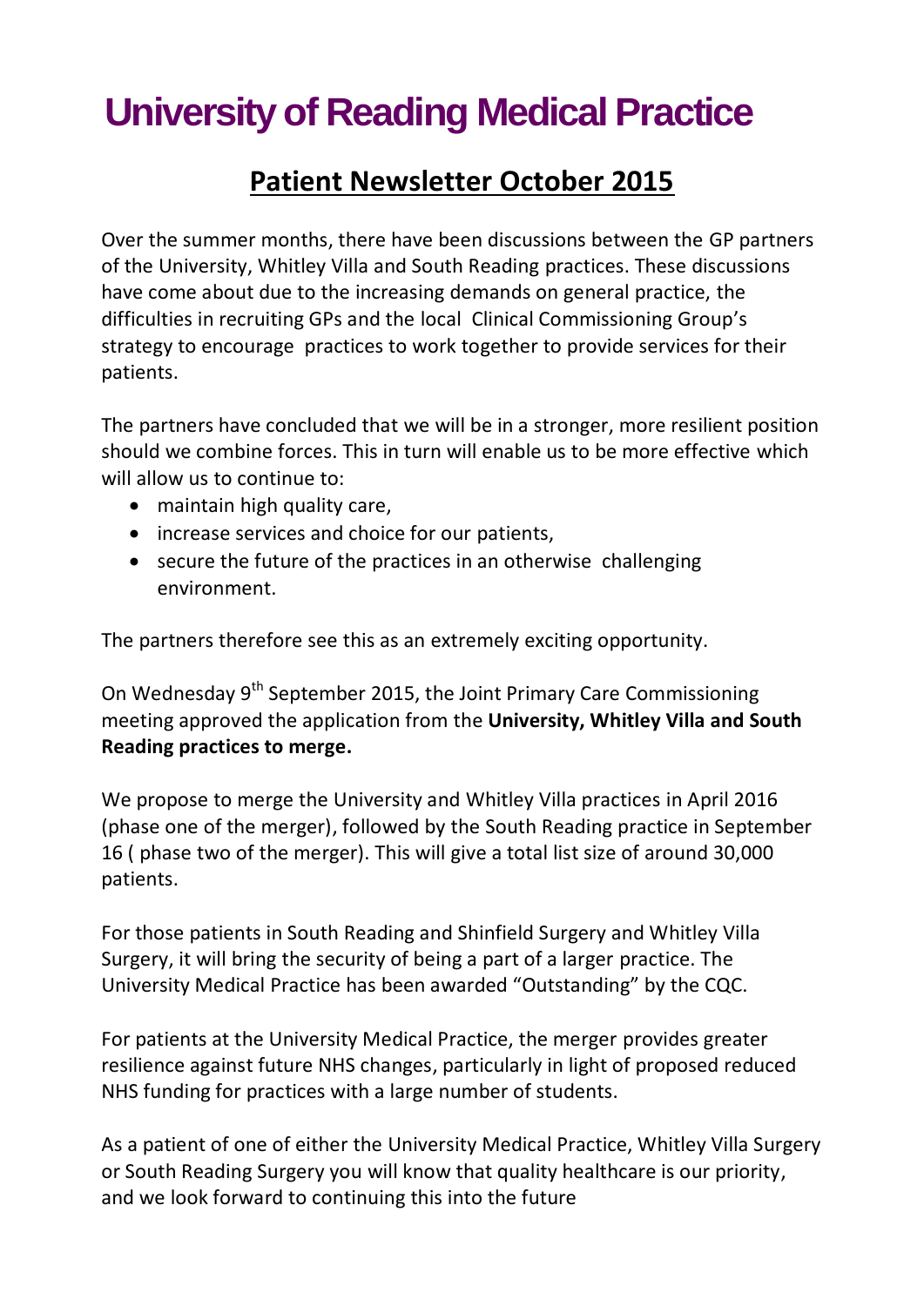# University of Reading Medical Practice

## Patient Newsletter October 2015

Over the summer months, there have been discussions between the GP partners of the University, Whitley Villa and South Reading practices. These discussions have come about due to the increasing demands on general practice, the difficulties in recruiting GPs and the local Clinical Commissioning Group's strategy to encourage practices to work together to provide services for their patients.

The partners have concluded that we will be in a stronger, more resilient position should we combine forces. This in turn will enable us to be more effective which will allow us to continue to:

- maintain high quality care,
- increase services and choice for our patients,
- secure the future of the practices in an otherwise challenging environment.

The partners therefore see this as an extremely exciting opportunity.

On Wednesday 9th September 2015, the Joint Primary Care Commissioning meeting approved the application from the **University, Whitley Villa and South Reading practices to merge.**

We propose to merge the University and Whitley Villa practices in April 2016 (phase one of the merger), followed by the South Reading practice in September 16 ( phase two of the merger). This will give a total list size of around 30,000 patients.

For those patients in South Reading and Shinfield Surgery and Whitley Villa Surgery, it will bring the security of being a part of a larger practice. The University Medical Practice has been awarded "Outstanding" by the CQC.

For patients at the University Medical Practice, the merger provides greater resilience against future NHS changes, particularly in light of proposed reduced NHS funding for practices with a large number of students.

As a patient of one of either the University Medical Practice, Whitley Villa Surgery or South Reading Surgery you will know that quality healthcare is our priority, and we look forward to continuing this into the future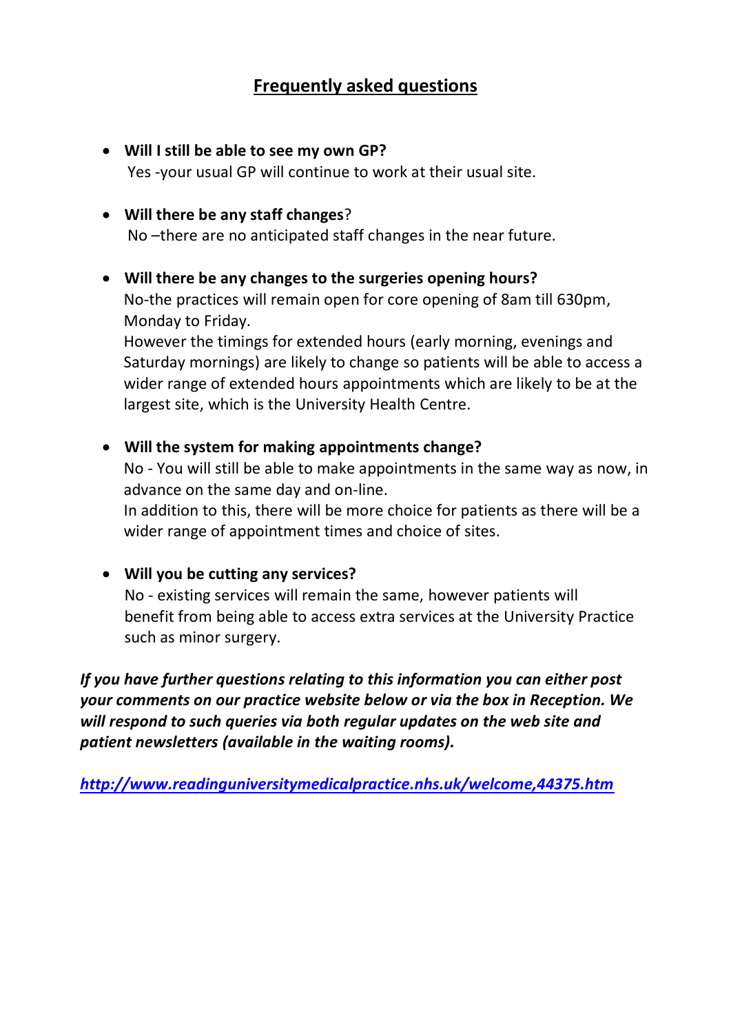## Frequently asked questions

- **Will I still be able to see my own GP?**
  Yes -your usual GP will continue to work at their usual site.

- **Will there be any staff changes**?
  No –there are no anticipated staff changes in the near future.

- **Will there be any changes to the surgeries opening hours?**
  No-the practices will remain open for core opening of 8am till 630pm, Monday to Friday.
  However the timings for extended hours (early morning, evenings and Saturday mornings) are likely to change so patients will be able to access a wider range of extended hours appointments which are likely to be at the largest site, which is the University Health Centre.

- **Will the system for making appointments change?**
  No - You will still be able to make appointments in the same way as now, in advance on the same day and on-line.
  In addition to this, there will be more choice for patients as there will be a wider range of appointment times and choice of sites.

- **Will you be cutting any services?**
  No - existing services will remain the same, however patients will benefit from being able to access extra services at the University Practice such as minor surgery.

***If you have further questions relating to this information you can either post your comments on our practice website below or via the box in Reception. We will respond to such queries via both regular updates on the web site and patient newsletters (available in the waiting rooms).***

***http://www.readinguniversitymedicalpractice.nhs.uk/welcome,44375.htm***